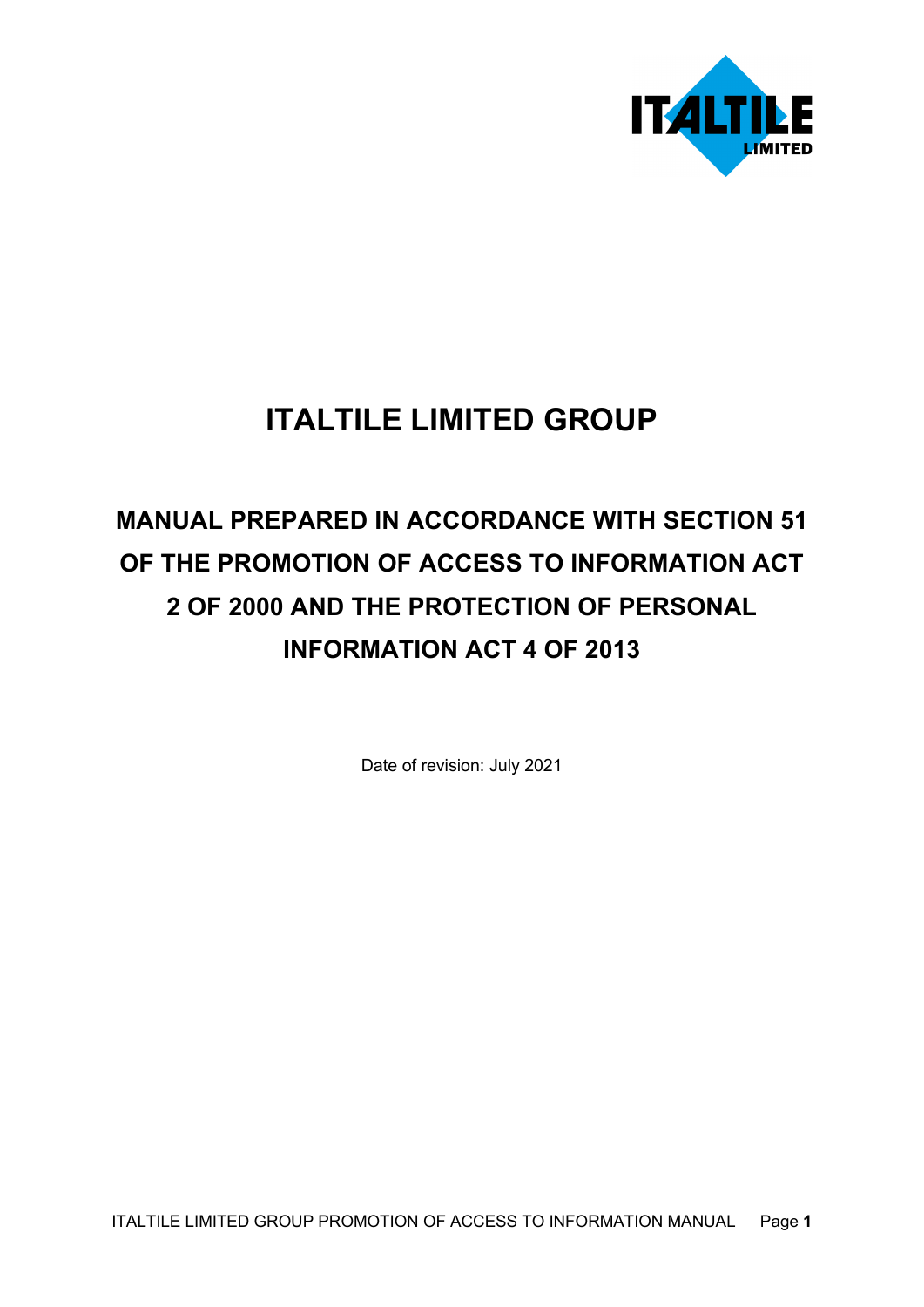# ITALTILE LIMITED GROUP

## MANUAL PREPARED IN ACCORDANCE WITH SECTION 51 OF THE PROMOTION OF ACCESS TO INFORMATION ACT 2 OF 2000 AND THE PROTECTION OF PERSONAL INFORMATION ACT 4 OF 2013

Date of revision: July 2021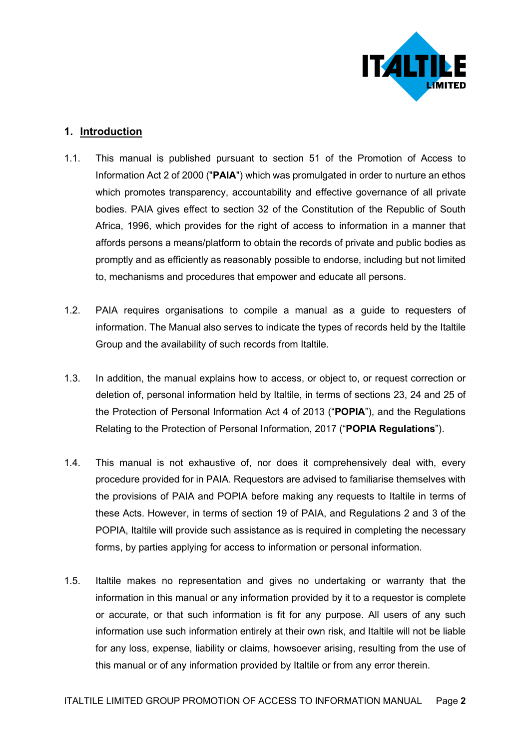## 1. Introduction

1.1. This manual is published pursuant to section 51 of the Promotion of Access to Information Act 2 of 2000 ("**PAIA**") which was promulgated in order to nurture an ethos which promotes transparency, accountability and effective governance of all private bodies. PAIA gives effect to section 32 of the Constitution of the Republic of South Africa, 1996, which provides for the right of access to information in a manner that affords persons a means/platform to obtain the records of private and public bodies as promptly and as efficiently as reasonably possible to endorse, including but not limited to, mechanisms and procedures that empower and educate all persons.

1.2. PAIA requires organisations to compile a manual as a guide to requesters of information. The Manual also serves to indicate the types of records held by the Italtile Group and the availability of such records from Italtile.

1.3. In addition, the manual explains how to access, or object to, or request correction or deletion of, personal information held by Italtile, in terms of sections 23, 24 and 25 of the Protection of Personal Information Act 4 of 2013 ("**POPIA**"), and the Regulations Relating to the Protection of Personal Information, 2017 ("**POPIA Regulations**").

1.4. This manual is not exhaustive of, nor does it comprehensively deal with, every procedure provided for in PAIA. Requestors are advised to familiarise themselves with the provisions of PAIA and POPIA before making any requests to Italtile in terms of these Acts. However, in terms of section 19 of PAIA, and Regulations 2 and 3 of the POPIA, Italtile will provide such assistance as is required in completing the necessary forms, by parties applying for access to information or personal information.

1.5. Italtile makes no representation and gives no undertaking or warranty that the information in this manual or any information provided by it to a requestor is complete or accurate, or that such information is fit for any purpose. All users of any such information use such information entirely at their own risk, and Italtile will not be liable for any loss, expense, liability or claims, howsoever arising, resulting from the use of this manual or of any information provided by Italtile or from any error therein.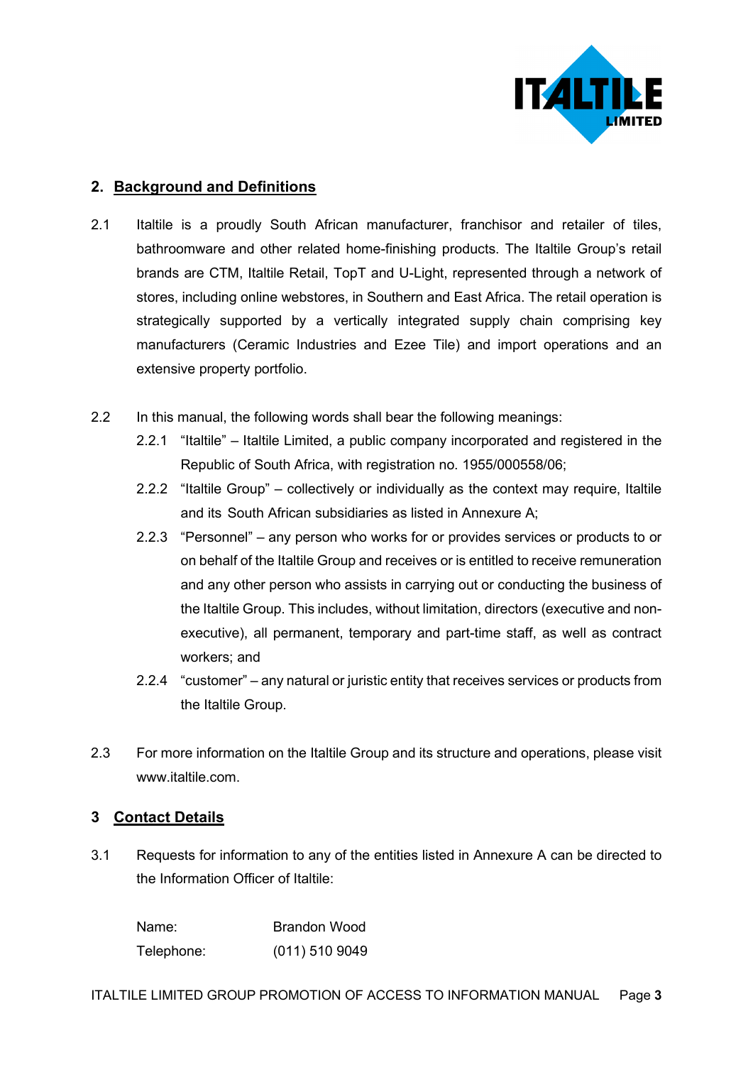## 2. Background and Definitions

2.1 Italtile is a proudly South African manufacturer, franchisor and retailer of tiles, bathroomware and other related home-finishing products. The Italtile Group's retail brands are CTM, Italtile Retail, TopT and U-Light, represented through a network of stores, including online webstores, in Southern and East Africa. The retail operation is strategically supported by a vertically integrated supply chain comprising key manufacturers (Ceramic Industries and Ezee Tile) and import operations and an extensive property portfolio.

2.2 In this manual, the following words shall bear the following meanings:

2.2.1 "Italtile" – Italtile Limited, a public company incorporated and registered in the Republic of South Africa, with registration no. 1955/000558/06;

2.2.2 "Italtile Group" – collectively or individually as the context may require, Italtile and its South African subsidiaries as listed in Annexure A;

2.2.3 "Personnel" – any person who works for or provides services or products to or on behalf of the Italtile Group and receives or is entitled to receive remuneration and any other person who assists in carrying out or conducting the business of the Italtile Group. This includes, without limitation, directors (executive and non-executive), all permanent, temporary and part-time staff, as well as contract workers; and

2.2.4 "customer" – any natural or juristic entity that receives services or products from the Italtile Group.

2.3 For more information on the Italtile Group and its structure and operations, please visit www.italtile.com.

## 3 Contact Details

3.1 Requests for information to any of the entities listed in Annexure A can be directed to the Information Officer of Italtile:

| | |
|---|---|
| Name: | Brandon Wood |
| Telephone: | (011) 510 9049 |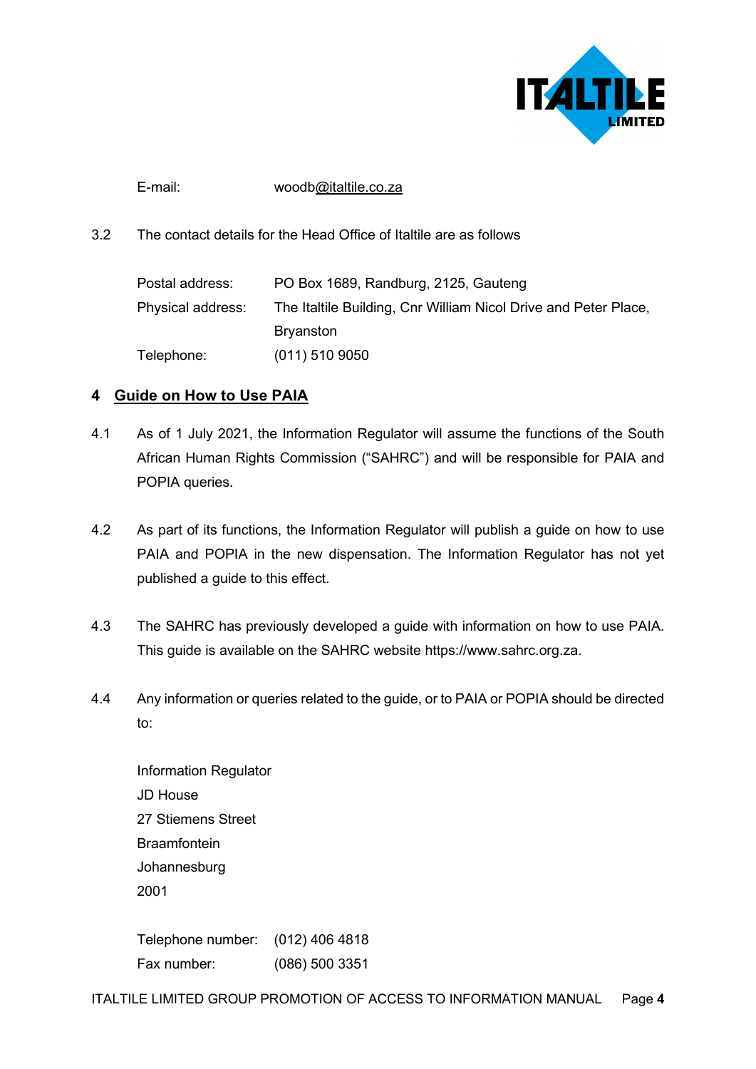E-mail: woodb@italtile.co.za

3.2 The contact details for the Head Office of Italtile are as follows

| | |
|---|---|
| Postal address: | PO Box 1689, Randburg, 2125, Gauteng |
| Physical address: | The Italtile Building, Cnr William Nicol Drive and Peter Place, Bryanston |
| Telephone: | (011) 510 9050 |

## 4 Guide on How to Use PAIA

4.1 As of 1 July 2021, the Information Regulator will assume the functions of the South African Human Rights Commission ("SAHRC") and will be responsible for PAIA and POPIA queries.

4.2 As part of its functions, the Information Regulator will publish a guide on how to use PAIA and POPIA in the new dispensation. The Information Regulator has not yet published a guide to this effect.

4.3 The SAHRC has previously developed a guide with information on how to use PAIA. This guide is available on the SAHRC website https://www.sahrc.org.za.

4.4 Any information or queries related to the guide, or to PAIA or POPIA should be directed to:

Information Regulator
JD House
27 Stiemens Street
Braamfontein
Johannesburg
2001

| | |
|---|---|
| Telephone number: | (012) 406 4818 |
| Fax number: | (086) 500 3351 |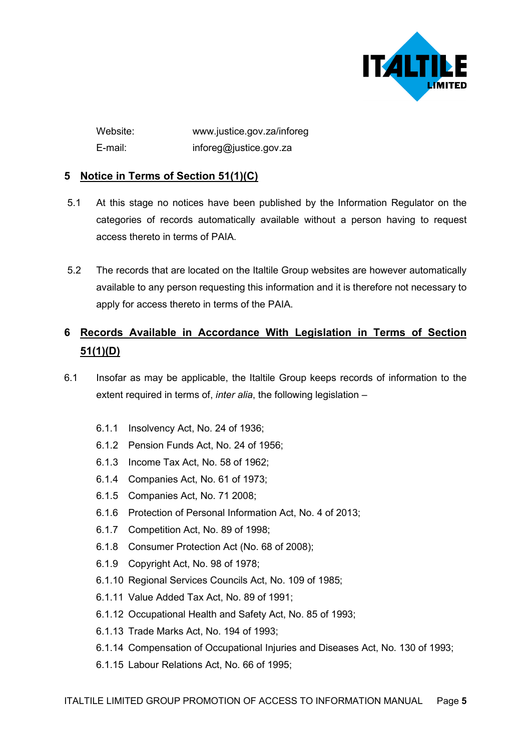Website: www.justice.gov.za/inforeg

E-mail: inforeg@justice.gov.za

## 5 Notice in Terms of Section 51(1)(C)

5.1 At this stage no notices have been published by the Information Regulator on the categories of records automatically available without a person having to request access thereto in terms of PAIA.

5.2 The records that are located on the Italtile Group websites are however automatically available to any person requesting this information and it is therefore not necessary to apply for access thereto in terms of the PAIA.

## 6 Records Available in Accordance With Legislation in Terms of Section 51(1)(D)

6.1 Insofar as may be applicable, the Italtile Group keeps records of information to the extent required in terms of, *inter alia*, the following legislation –

6.1.1 Insolvency Act, No. 24 of 1936;

6.1.2 Pension Funds Act, No. 24 of 1956;

6.1.3 Income Tax Act, No. 58 of 1962;

6.1.4 Companies Act, No. 61 of 1973;

6.1.5 Companies Act, No. 71 2008;

6.1.6 Protection of Personal Information Act, No. 4 of 2013;

6.1.7 Competition Act, No. 89 of 1998;

6.1.8 Consumer Protection Act (No. 68 of 2008);

6.1.9 Copyright Act, No. 98 of 1978;

6.1.10 Regional Services Councils Act, No. 109 of 1985;

6.1.11 Value Added Tax Act, No. 89 of 1991;

6.1.12 Occupational Health and Safety Act, No. 85 of 1993;

6.1.13 Trade Marks Act, No. 194 of 1993;

6.1.14 Compensation of Occupational Injuries and Diseases Act, No. 130 of 1993;

6.1.15 Labour Relations Act, No. 66 of 1995;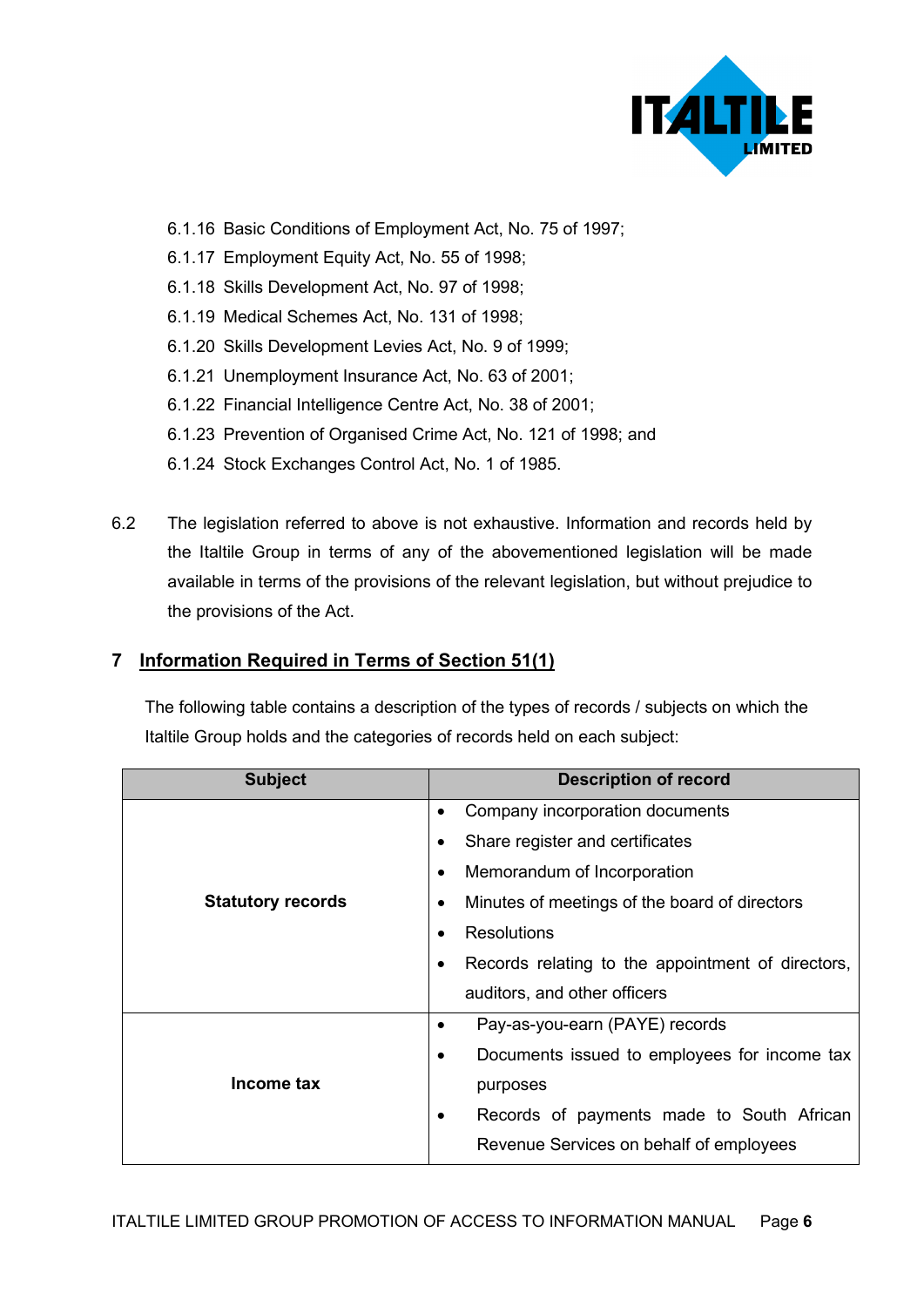6.1.16 Basic Conditions of Employment Act, No. 75 of 1997;

6.1.17 Employment Equity Act, No. 55 of 1998;

6.1.18 Skills Development Act, No. 97 of 1998;

6.1.19 Medical Schemes Act, No. 131 of 1998;

6.1.20 Skills Development Levies Act, No. 9 of 1999;

6.1.21 Unemployment Insurance Act, No. 63 of 2001;

6.1.22 Financial Intelligence Centre Act, No. 38 of 2001;

6.1.23 Prevention of Organised Crime Act, No. 121 of 1998; and

6.1.24 Stock Exchanges Control Act, No. 1 of 1985.

6.2 The legislation referred to above is not exhaustive. Information and records held by the Italtile Group in terms of any of the abovementioned legislation will be made available in terms of the provisions of the relevant legislation, but without prejudice to the provisions of the Act.

## 7 Information Required in Terms of Section 51(1)

The following table contains a description of the types of records / subjects on which the Italtile Group holds and the categories of records held on each subject:

| Subject | Description of record |
|---|---|
| **Statutory records** | • Company incorporation documents<br>• Share register and certificates<br>• Memorandum of Incorporation<br>• Minutes of meetings of the board of directors<br>• Resolutions<br>• Records relating to the appointment of directors, auditors, and other officers |
| **Income tax** | • Pay-as-you-earn (PAYE) records<br>• Documents issued to employees for income tax purposes<br>• Records of payments made to South African Revenue Services on behalf of employees |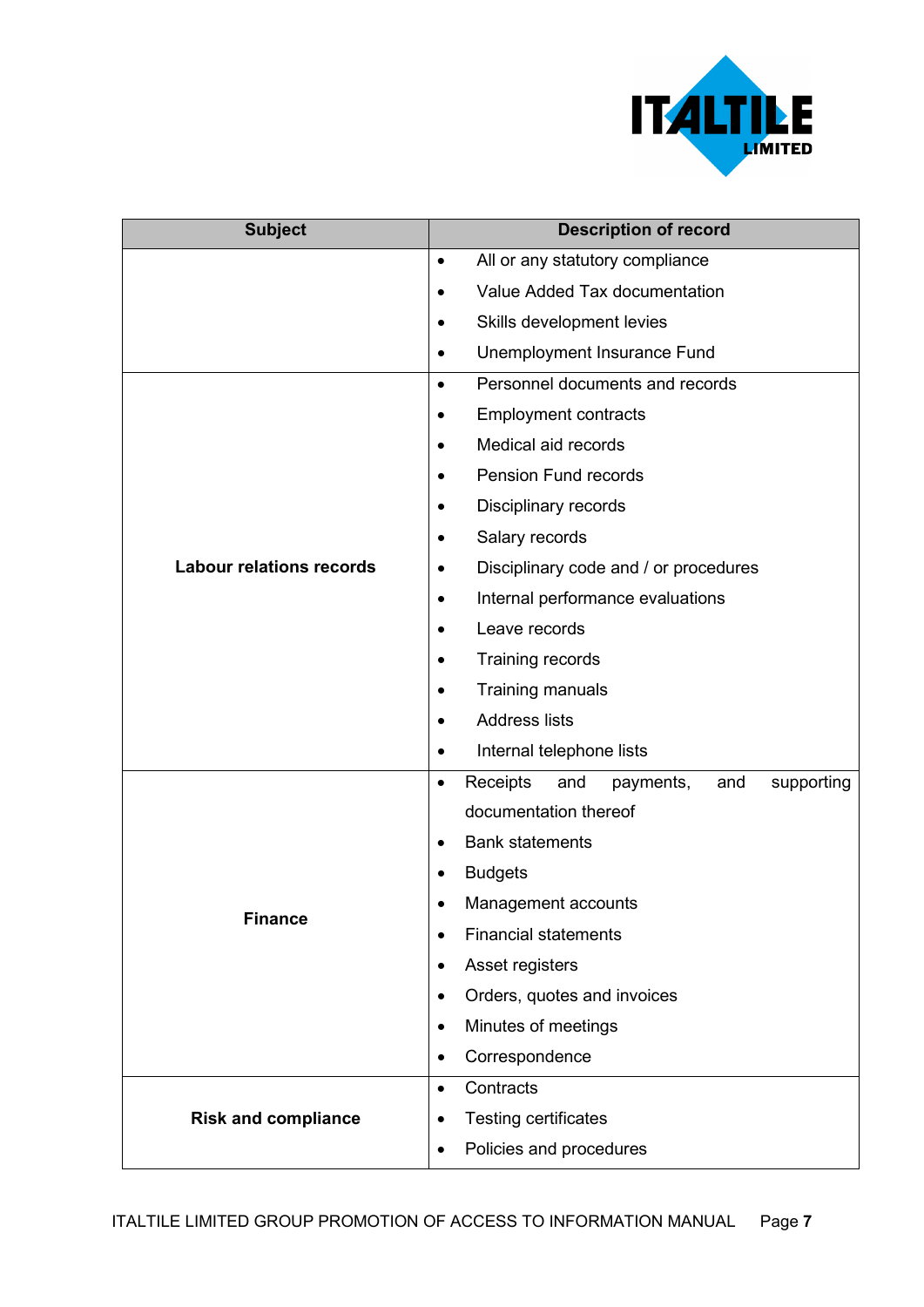| Subject | Description of record |
| --- | --- |
| | • All or any statutory compliance<br>• Value Added Tax documentation<br>• Skills development levies<br>• Unemployment Insurance Fund |
| **Labour relations records** | • Personnel documents and records<br>• Employment contracts<br>• Medical aid records<br>• Pension Fund records<br>• Disciplinary records<br>• Salary records<br>• Disciplinary code and / or procedures<br>• Internal performance evaluations<br>• Leave records<br>• Training records<br>• Training manuals<br>• Address lists<br>• Internal telephone lists |
| **Finance** | • Receipts and payments, and supporting documentation thereof<br>• Bank statements<br>• Budgets<br>• Management accounts<br>• Financial statements<br>• Asset registers<br>• Orders, quotes and invoices<br>• Minutes of meetings<br>• Correspondence |
| **Risk and compliance** | • Contracts<br>• Testing certificates<br>• Policies and procedures |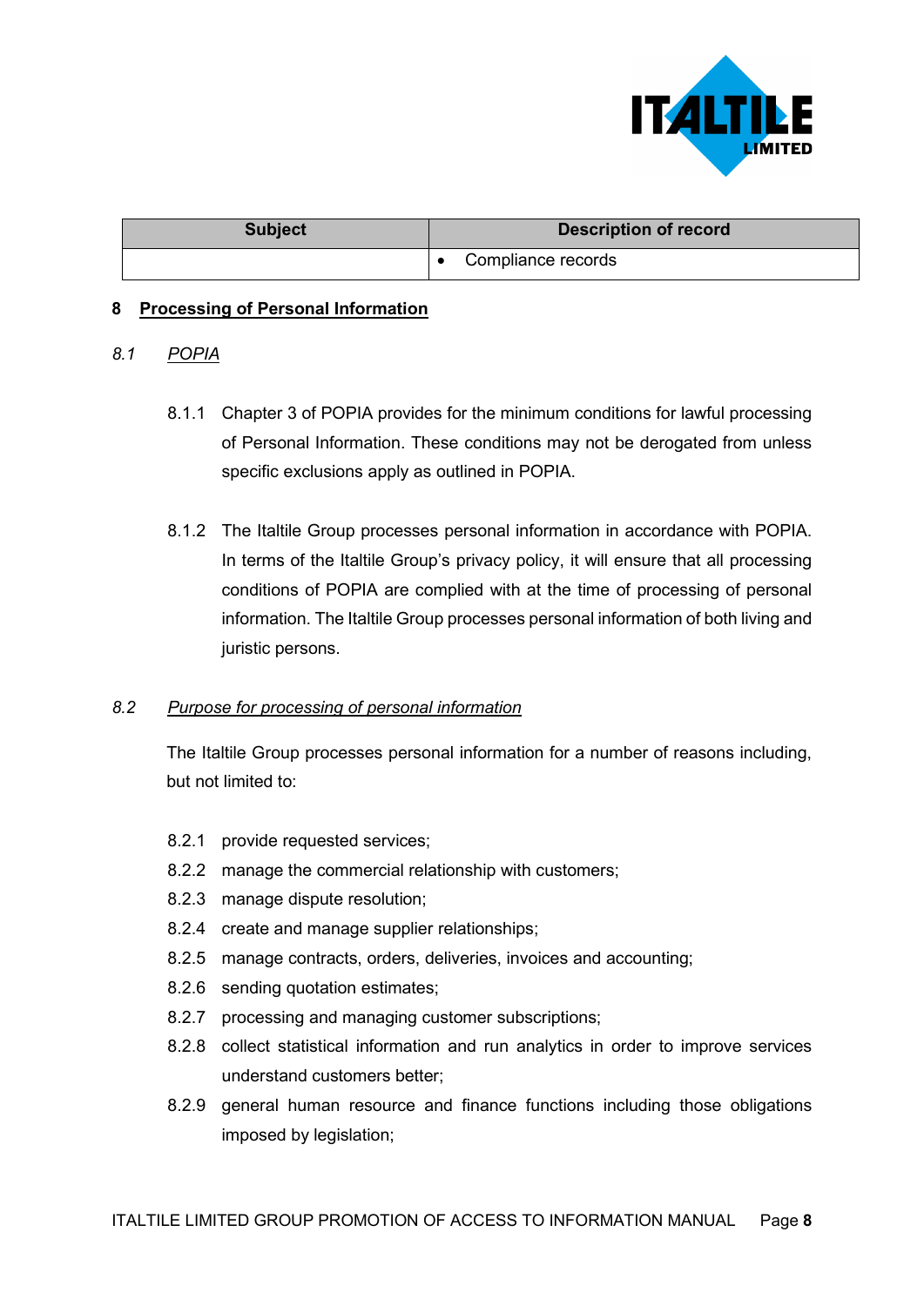| Subject | Description of record |
|---|---|
| | • Compliance records |

## 8 Processing of Personal Information

### *8.1 POPIA*

8.1.1 Chapter 3 of POPIA provides for the minimum conditions for lawful processing of Personal Information. These conditions may not be derogated from unless specific exclusions apply as outlined in POPIA.

8.1.2 The Italtile Group processes personal information in accordance with POPIA. In terms of the Italtile Group's privacy policy, it will ensure that all processing conditions of POPIA are complied with at the time of processing of personal information. The Italtile Group processes personal information of both living and juristic persons.

### *8.2 Purpose for processing of personal information*

The Italtile Group processes personal information for a number of reasons including, but not limited to:

8.2.1 provide requested services;

8.2.2 manage the commercial relationship with customers;

8.2.3 manage dispute resolution;

8.2.4 create and manage supplier relationships;

8.2.5 manage contracts, orders, deliveries, invoices and accounting;

8.2.6 sending quotation estimates;

8.2.7 processing and managing customer subscriptions;

8.2.8 collect statistical information and run analytics in order to improve services understand customers better;

8.2.9 general human resource and finance functions including those obligations imposed by legislation;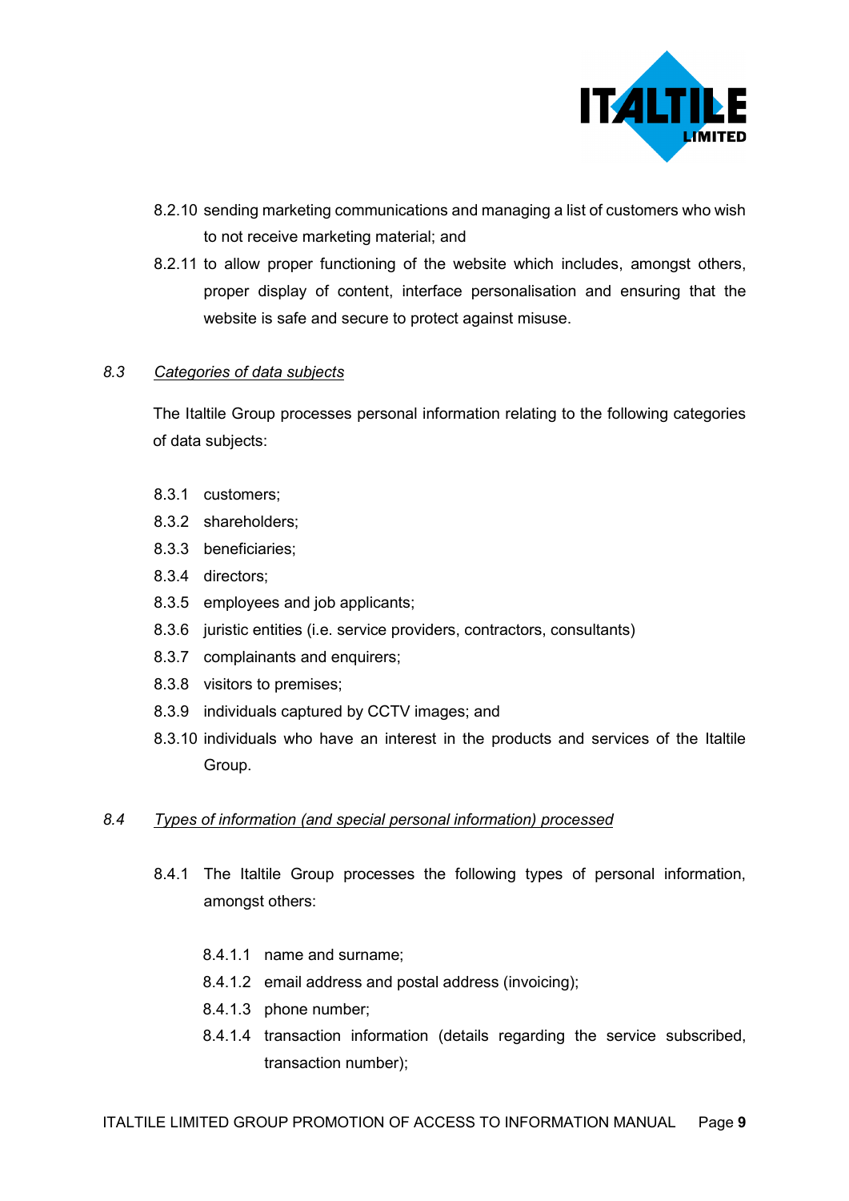8.2.10 sending marketing communications and managing a list of customers who wish to not receive marketing material; and

8.2.11 to allow proper functioning of the website which includes, amongst others, proper display of content, interface personalisation and ensuring that the website is safe and secure to protect against misuse.

*8.3* *Categories of data subjects*

The Italtile Group processes personal information relating to the following categories of data subjects:

8.3.1 customers;

8.3.2 shareholders;

8.3.3 beneficiaries;

8.3.4 directors;

8.3.5 employees and job applicants;

8.3.6 juristic entities (i.e. service providers, contractors, consultants)

8.3.7 complainants and enquirers;

8.3.8 visitors to premises;

8.3.9 individuals captured by CCTV images; and

8.3.10 individuals who have an interest in the products and services of the Italtile Group.

*8.4* *Types of information (and special personal information) processed*

8.4.1 The Italtile Group processes the following types of personal information, amongst others:

8.4.1.1 name and surname;

8.4.1.2 email address and postal address (invoicing);

8.4.1.3 phone number;

8.4.1.4 transaction information (details regarding the service subscribed, transaction number);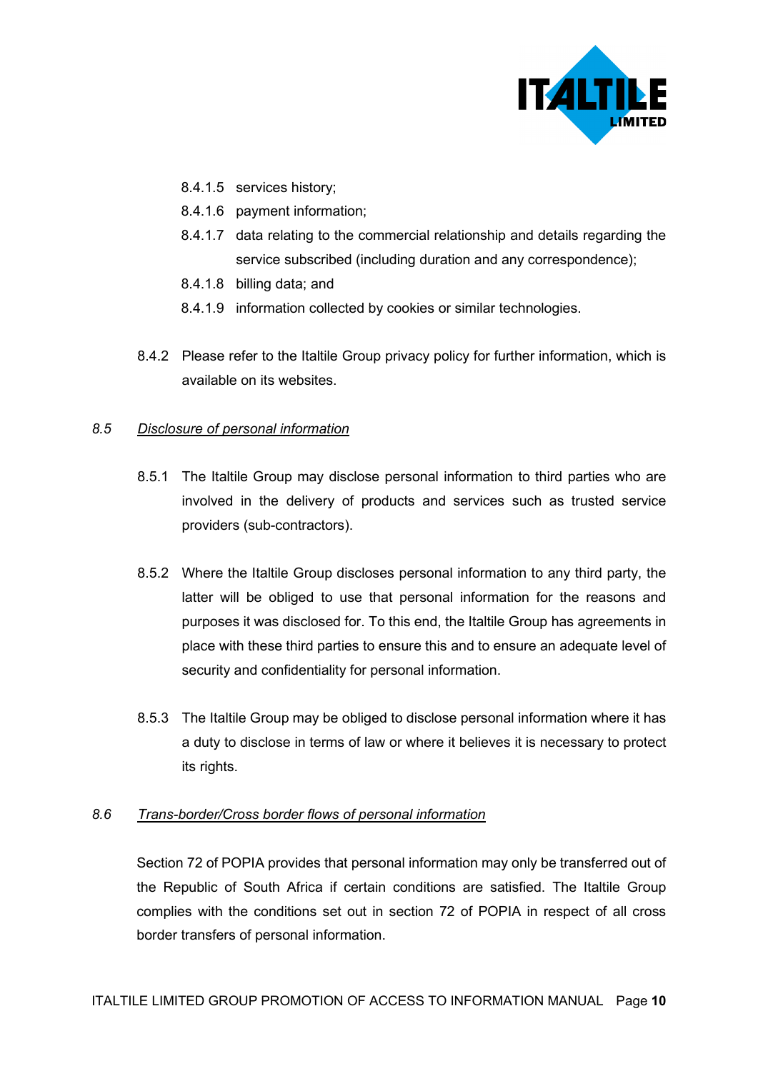8.4.1.5 services history;

8.4.1.6 payment information;

8.4.1.7 data relating to the commercial relationship and details regarding the service subscribed (including duration and any correspondence);

8.4.1.8 billing data; and

8.4.1.9 information collected by cookies or similar technologies.

8.4.2 Please refer to the Italtile Group privacy policy for further information, which is available on its websites.

*8.5* *Disclosure of personal information*

8.5.1 The Italtile Group may disclose personal information to third parties who are involved in the delivery of products and services such as trusted service providers (sub-contractors).

8.5.2 Where the Italtile Group discloses personal information to any third party, the latter will be obliged to use that personal information for the reasons and purposes it was disclosed for. To this end, the Italtile Group has agreements in place with these third parties to ensure this and to ensure an adequate level of security and confidentiality for personal information.

8.5.3 The Italtile Group may be obliged to disclose personal information where it has a duty to disclose in terms of law or where it believes it is necessary to protect its rights.

*8.6* *Trans-border/Cross border flows of personal information*

Section 72 of POPIA provides that personal information may only be transferred out of the Republic of South Africa if certain conditions are satisfied. The Italtile Group complies with the conditions set out in section 72 of POPIA in respect of all cross border transfers of personal information.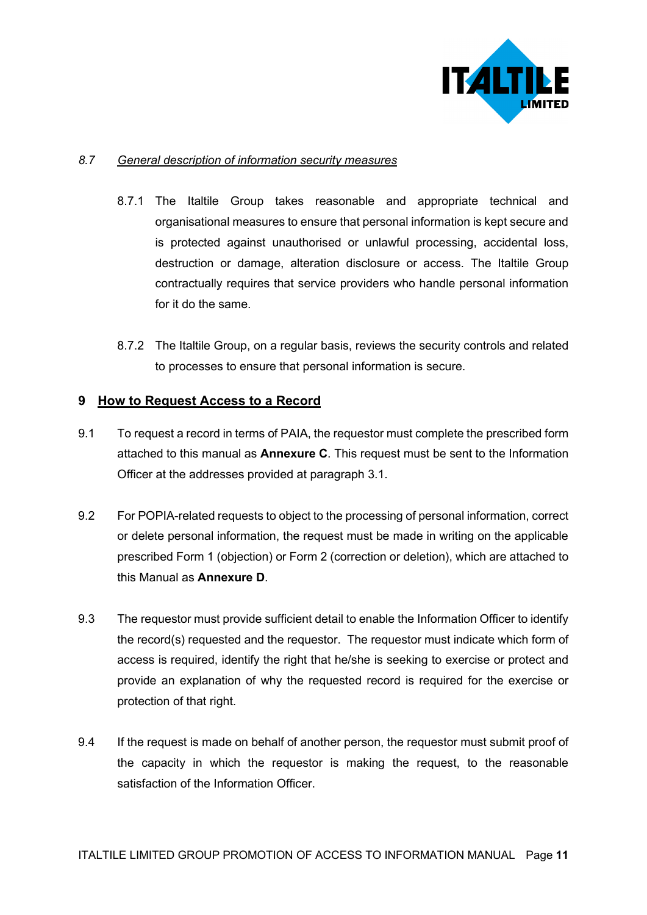*8.7 <u>General description of information security measures</u>*

8.7.1 The Italtile Group takes reasonable and appropriate technical and organisational measures to ensure that personal information is kept secure and is protected against unauthorised or unlawful processing, accidental loss, destruction or damage, alteration disclosure or access. The Italtile Group contractually requires that service providers who handle personal information for it do the same.

8.7.2 The Italtile Group, on a regular basis, reviews the security controls and related to processes to ensure that personal information is secure.

## 9 How to Request Access to a Record

9.1 To request a record in terms of PAIA, the requestor must complete the prescribed form attached to this manual as **Annexure C**. This request must be sent to the Information Officer at the addresses provided at paragraph 3.1.

9.2 For POPIA-related requests to object to the processing of personal information, correct or delete personal information, the request must be made in writing on the applicable prescribed Form 1 (objection) or Form 2 (correction or deletion), which are attached to this Manual as **Annexure D**.

9.3 The requestor must provide sufficient detail to enable the Information Officer to identify the record(s) requested and the requestor. The requestor must indicate which form of access is required, identify the right that he/she is seeking to exercise or protect and provide an explanation of why the requested record is required for the exercise or protection of that right.

9.4 If the request is made on behalf of another person, the requestor must submit proof of the capacity in which the requestor is making the request, to the reasonable satisfaction of the Information Officer.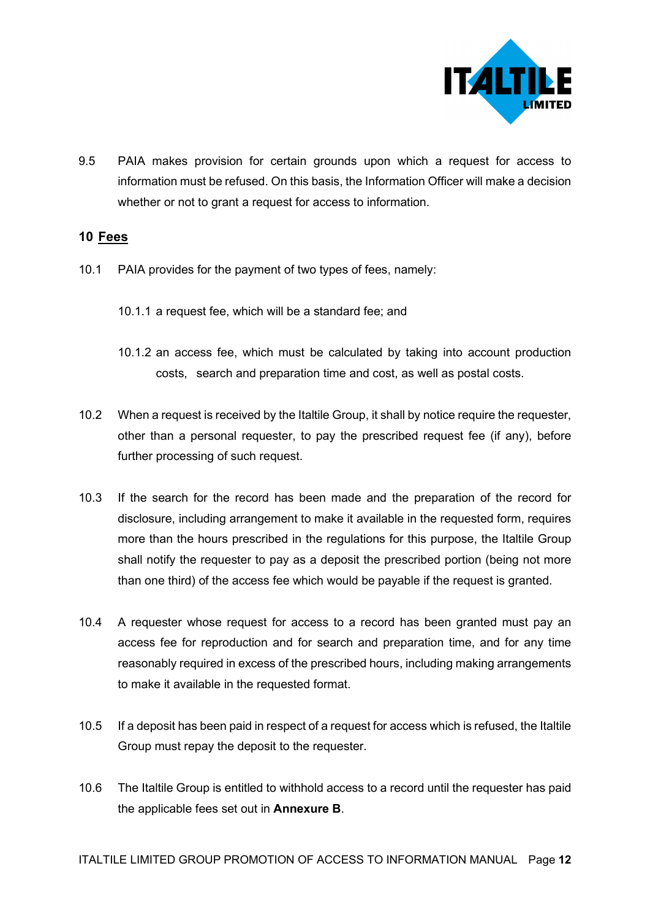9.5 PAIA makes provision for certain grounds upon which a request for access to information must be refused. On this basis, the Information Officer will make a decision whether or not to grant a request for access to information.

## 10 Fees

10.1 PAIA provides for the payment of two types of fees, namely:

10.1.1 a request fee, which will be a standard fee; and

10.1.2 an access fee, which must be calculated by taking into account production costs, search and preparation time and cost, as well as postal costs.

10.2 When a request is received by the Italtile Group, it shall by notice require the requester, other than a personal requester, to pay the prescribed request fee (if any), before further processing of such request.

10.3 If the search for the record has been made and the preparation of the record for disclosure, including arrangement to make it available in the requested form, requires more than the hours prescribed in the regulations for this purpose, the Italtile Group shall notify the requester to pay as a deposit the prescribed portion (being not more than one third) of the access fee which would be payable if the request is granted.

10.4 A requester whose request for access to a record has been granted must pay an access fee for reproduction and for search and preparation time, and for any time reasonably required in excess of the prescribed hours, including making arrangements to make it available in the requested format.

10.5 If a deposit has been paid in respect of a request for access which is refused, the Italtile Group must repay the deposit to the requester.

10.6 The Italtile Group is entitled to withhold access to a record until the requester has paid the applicable fees set out in **Annexure B**.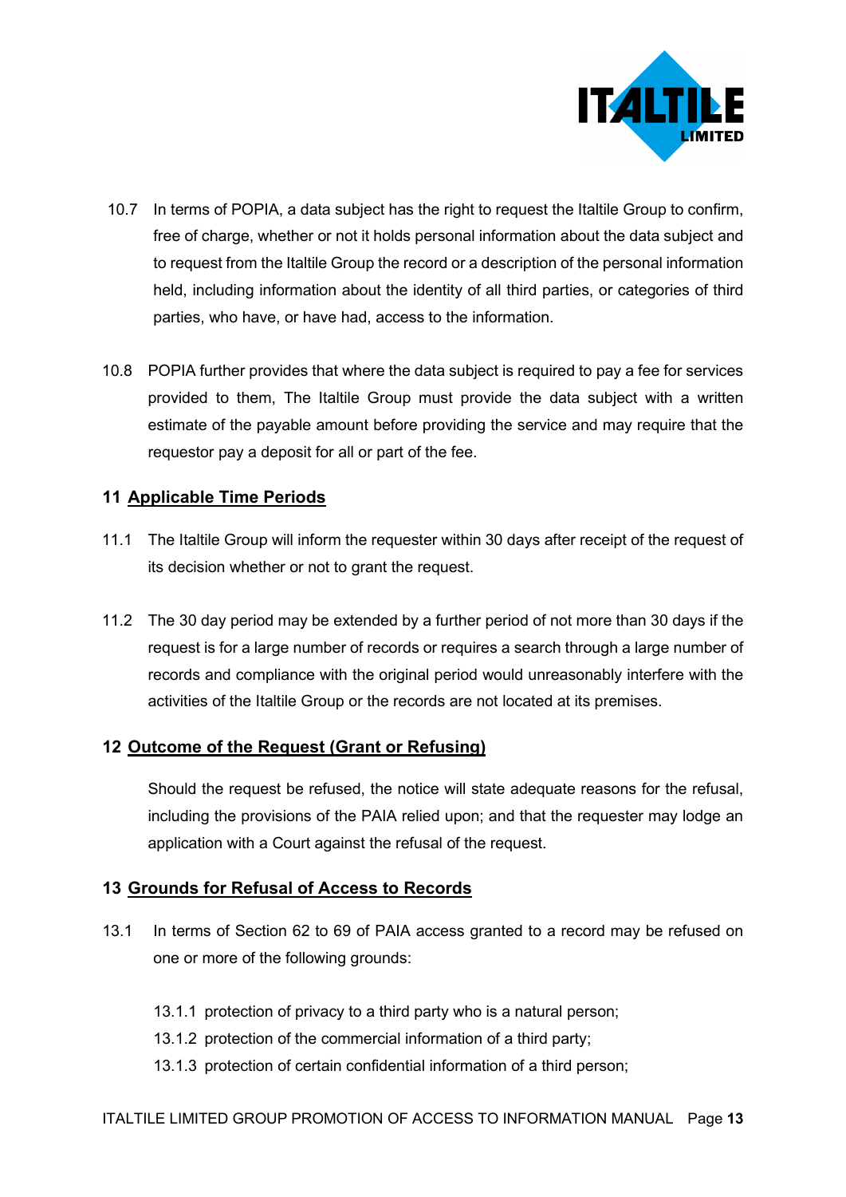10.7 In terms of POPIA, a data subject has the right to request the Italtile Group to confirm, free of charge, whether or not it holds personal information about the data subject and to request from the Italtile Group the record or a description of the personal information held, including information about the identity of all third parties, or categories of third parties, who have, or have had, access to the information.

10.8 POPIA further provides that where the data subject is required to pay a fee for services provided to them, The Italtile Group must provide the data subject with a written estimate of the payable amount before providing the service and may require that the requestor pay a deposit for all or part of the fee.

## 11 Applicable Time Periods

11.1 The Italtile Group will inform the requester within 30 days after receipt of the request of its decision whether or not to grant the request.

11.2 The 30 day period may be extended by a further period of not more than 30 days if the request is for a large number of records or requires a search through a large number of records and compliance with the original period would unreasonably interfere with the activities of the Italtile Group or the records are not located at its premises.

## 12 Outcome of the Request (Grant or Refusing)

Should the request be refused, the notice will state adequate reasons for the refusal, including the provisions of the PAIA relied upon; and that the requester may lodge an application with a Court against the refusal of the request.

## 13 Grounds for Refusal of Access to Records

13.1 In terms of Section 62 to 69 of PAIA access granted to a record may be refused on one or more of the following grounds:

13.1.1 protection of privacy to a third party who is a natural person;

13.1.2 protection of the commercial information of a third party;

13.1.3 protection of certain confidential information of a third person;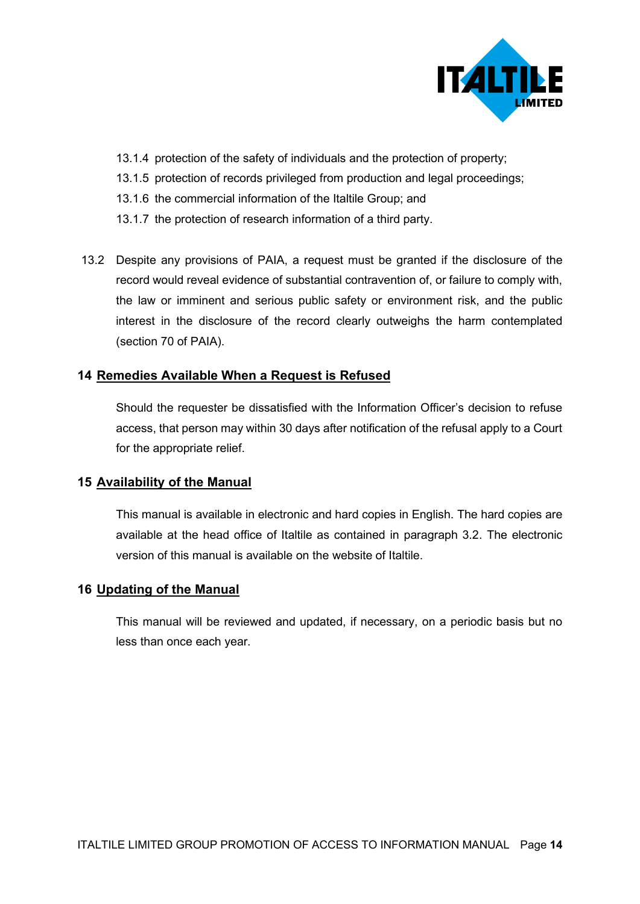13.1.4 protection of the safety of individuals and the protection of property;

13.1.5 protection of records privileged from production and legal proceedings;

13.1.6 the commercial information of the Italtile Group; and

13.1.7 the protection of research information of a third party.

13.2 Despite any provisions of PAIA, a request must be granted if the disclosure of the record would reveal evidence of substantial contravention of, or failure to comply with, the law or imminent and serious public safety or environment risk, and the public interest in the disclosure of the record clearly outweighs the harm contemplated (section 70 of PAIA).

## 14 Remedies Available When a Request is Refused

Should the requester be dissatisfied with the Information Officer's decision to refuse access, that person may within 30 days after notification of the refusal apply to a Court for the appropriate relief.

## 15 Availability of the Manual

This manual is available in electronic and hard copies in English. The hard copies are available at the head office of Italtile as contained in paragraph 3.2. The electronic version of this manual is available on the website of Italtile.

## 16 Updating of the Manual

This manual will be reviewed and updated, if necessary, on a periodic basis but no less than once each year.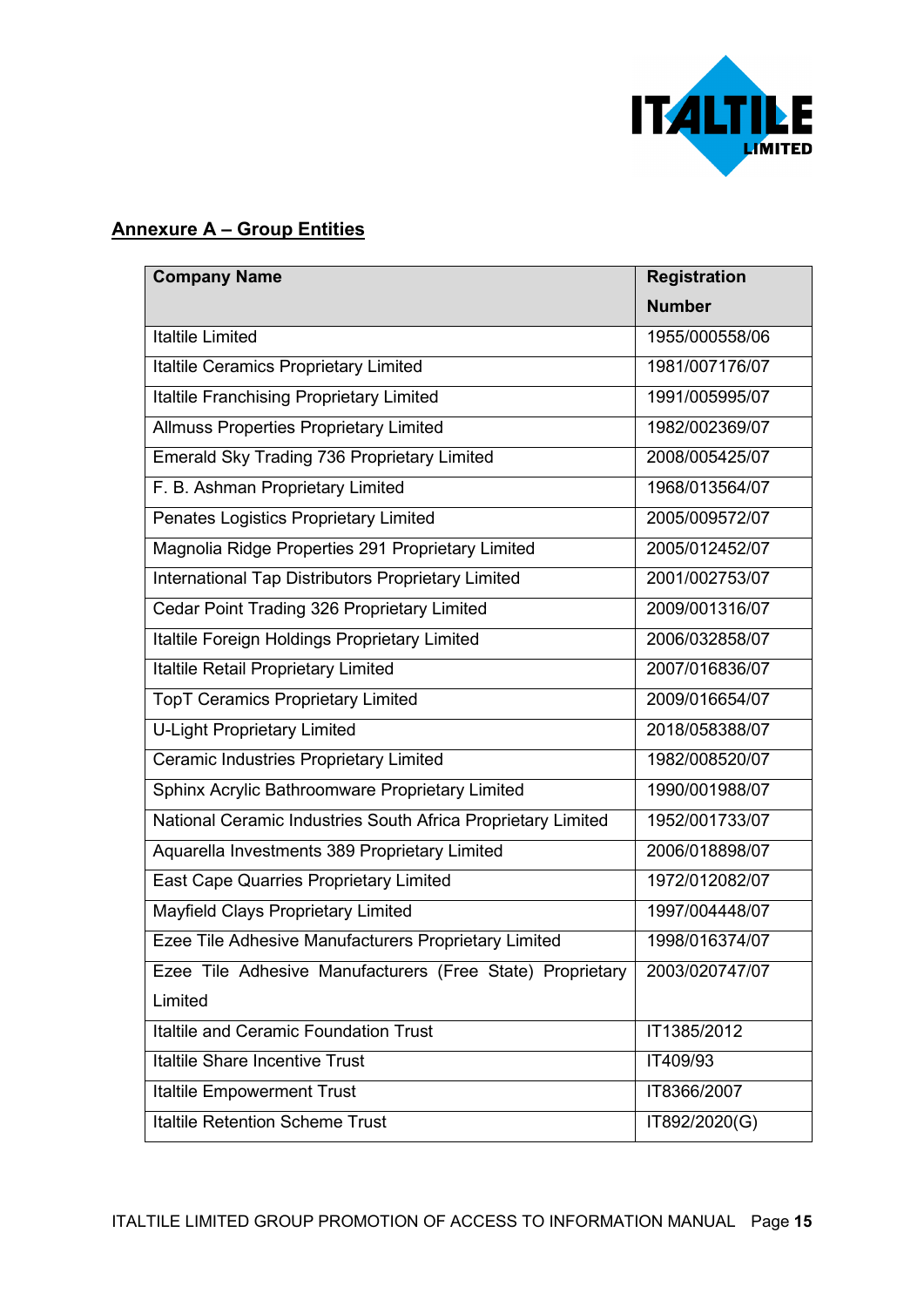## Annexure A – Group Entities

| Company Name | Registration Number |
|---|---|
| Italtile Limited | 1955/000558/06 |
| Italtile Ceramics Proprietary Limited | 1981/007176/07 |
| Italtile Franchising Proprietary Limited | 1991/005995/07 |
| Allmuss Properties Proprietary Limited | 1982/002369/07 |
| Emerald Sky Trading 736 Proprietary Limited | 2008/005425/07 |
| F. B. Ashman Proprietary Limited | 1968/013564/07 |
| Penates Logistics Proprietary Limited | 2005/009572/07 |
| Magnolia Ridge Properties 291 Proprietary Limited | 2005/012452/07 |
| International Tap Distributors Proprietary Limited | 2001/002753/07 |
| Cedar Point Trading 326 Proprietary Limited | 2009/001316/07 |
| Italtile Foreign Holdings Proprietary Limited | 2006/032858/07 |
| Italtile Retail Proprietary Limited | 2007/016836/07 |
| TopT Ceramics Proprietary Limited | 2009/016654/07 |
| U-Light Proprietary Limited | 2018/058388/07 |
| Ceramic Industries Proprietary Limited | 1982/008520/07 |
| Sphinx Acrylic Bathroomware Proprietary Limited | 1990/001988/07 |
| National Ceramic Industries South Africa Proprietary Limited | 1952/001733/07 |
| Aquarella Investments 389 Proprietary Limited | 2006/018898/07 |
| East Cape Quarries Proprietary Limited | 1972/012082/07 |
| Mayfield Clays Proprietary Limited | 1997/004448/07 |
| Ezee Tile Adhesive Manufacturers Proprietary Limited | 1998/016374/07 |
| Ezee Tile Adhesive Manufacturers (Free State) Proprietary Limited | 2003/020747/07 |
| Italtile and Ceramic Foundation Trust | IT1385/2012 |
| Italtile Share Incentive Trust | IT409/93 |
| Italtile Empowerment Trust | IT8366/2007 |
| Italtile Retention Scheme Trust | IT892/2020(G) |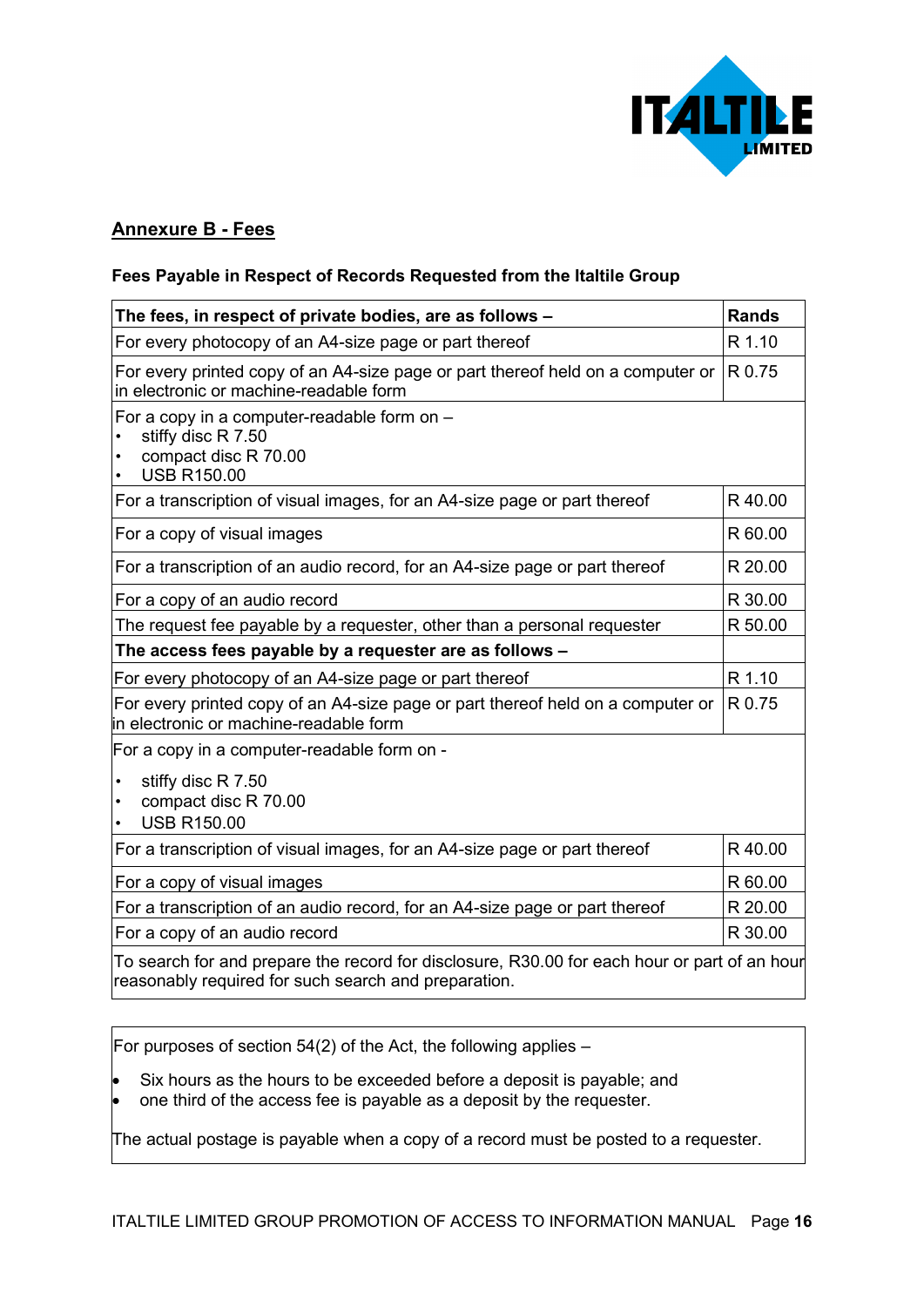## Annexure B - Fees

**Fees Payable in Respect of Records Requested from the Italtile Group**

| **The fees, in respect of private bodies, are as follows –** | **Rands** |
|---|---|
| For every photocopy of an A4-size page or part thereof | R 1.10 |
| For every printed copy of an A4-size page or part thereof held on a computer or in electronic or machine-readable form | R 0.75 |
| For a copy in a computer-readable form on – <br>• stiffy disc R 7.50 <br>• compact disc R 70.00 <br>• USB R150.00 | |
| For a transcription of visual images, for an A4-size page or part thereof | R 40.00 |
| For a copy of visual images | R 60.00 |
| For a transcription of an audio record, for an A4-size page or part thereof | R 20.00 |
| For a copy of an audio record | R 30.00 |
| The request fee payable by a requester, other than a personal requester | R 50.00 |
| **The access fees payable by a requester are as follows –** | |
| For every photocopy of an A4-size page or part thereof | R 1.10 |
| For every printed copy of an A4-size page or part thereof held on a computer or in electronic or machine-readable form | R 0.75 |
| For a copy in a computer-readable form on - <br>• stiffy disc R 7.50 <br>• compact disc R 70.00 <br>• USB R150.00 | |
| For a transcription of visual images, for an A4-size page or part thereof | R 40.00 |
| For a copy of visual images | R 60.00 |
| For a transcription of an audio record, for an A4-size page or part thereof | R 20.00 |
| For a copy of an audio record | R 30.00 |
| To search for and prepare the record for disclosure, R30.00 for each hour or part of an hour reasonably required for such search and preparation. | |

For purposes of section 54(2) of the Act, the following applies –

- Six hours as the hours to be exceeded before a deposit is payable; and
- one third of the access fee is payable as a deposit by the requester.

The actual postage is payable when a copy of a record must be posted to a requester.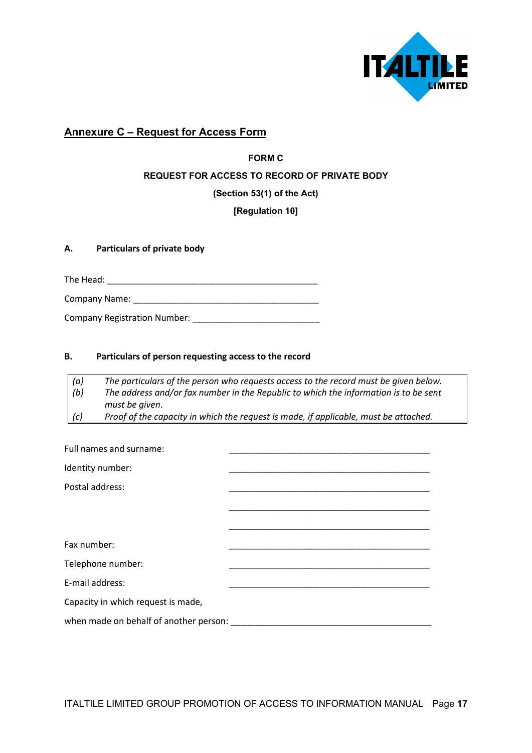## Annexure C – Request for Access Form

**FORM C**

**REQUEST FOR ACCESS TO RECORD OF PRIVATE BODY**

**(Section 53(1) of the Act)**

**[Regulation 10]**

**A. Particulars of private body**

The Head: ____________________________________________

Company Name: ________________________________________

Company Registration Number: ___________________________

**B. Particulars of person requesting access to the record**

| | |
|---|---|
| *(a)* | *The particulars of the person who requests access to the record must be given below.* |
| *(b)* | *The address and/or fax number in the Republic to which the information is to be sent must be given.* |
| *(c)* | *Proof of the capacity in which the request is made, if applicable, must be attached.* |

Full names and surname: ___________________________________________

Identity number: ___________________________________________

Postal address: ___________________________________________

___________________________________________

___________________________________________

Fax number: ___________________________________________

Telephone number: ___________________________________________

E-mail address: ___________________________________________

Capacity in which request is made,

when made on behalf of another person: ___________________________________________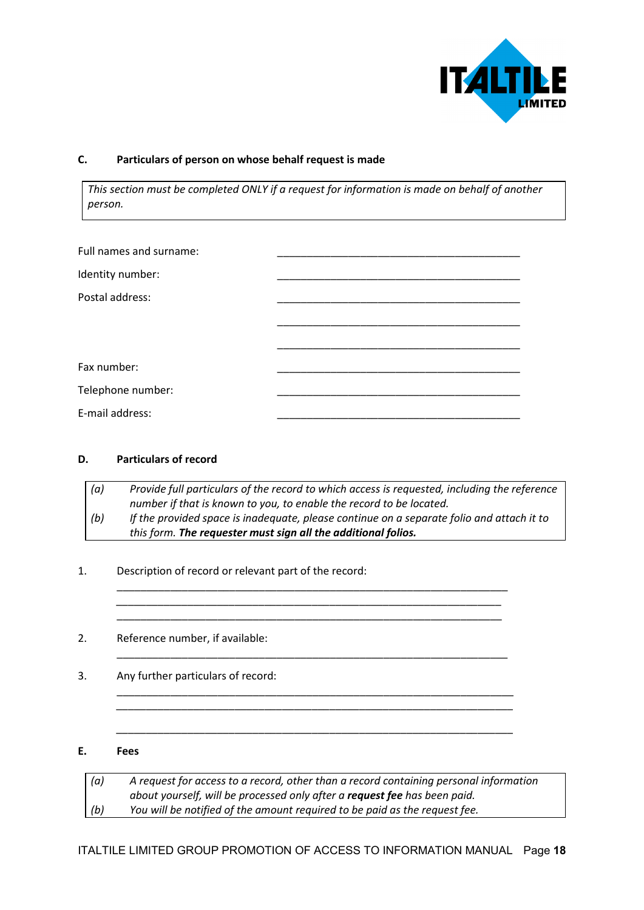## C. Particulars of person on whose behalf request is made

*This section must be completed ONLY if a request for information is made on behalf of another person.*

Full names and surname: ____________________________________________

Identity number: ____________________________________________

Postal address: ____________________________________________

____________________________________________

____________________________________________

Fax number: ____________________________________________

Telephone number: ____________________________________________

E-mail address: ____________________________________________

## D. Particulars of record

*(a) Provide full particulars of the record to which access is requested, including the reference number if that is known to you, to enable the record to be located.*

*(b) If the provided space is inadequate, please continue on a separate folio and attach it to this form.* ***The requester must sign all the additional folios.***

1. Description of record or relevant part of the record:

______________________________________________________________________

______________________________________________________________________

______________________________________________________________________

2. Reference number, if available:

______________________________________________________________________

3. Any further particulars of record:

______________________________________________________________________

______________________________________________________________________

______________________________________________________________________

## E. Fees

*(a) A request for access to a record, other than a record containing personal information about yourself, will be processed only after a* ***request fee*** *has been paid.*

*(b) You will be notified of the amount required to be paid as the request fee.*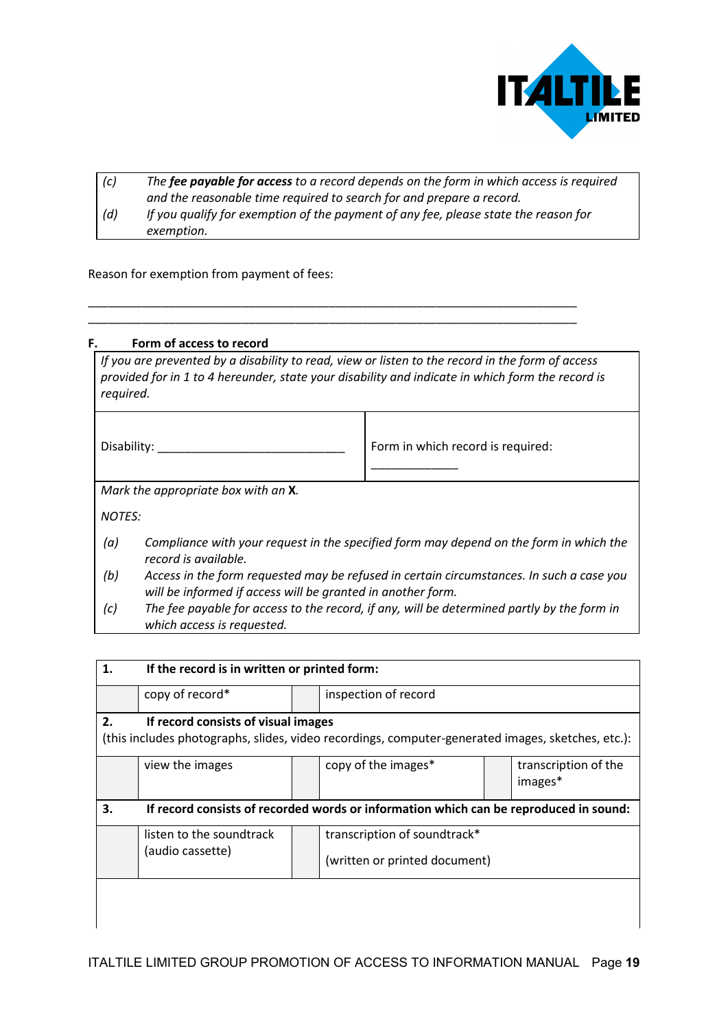| | |
|---|---|
| *(c)* | *The **fee payable for access** to a record depends on the form in which access is required and the reasonable time required to search for and prepare a record.* |
| *(d)* | *If you qualify for exemption of the payment of any fee, please state the reason for exemption.* |

Reason for exemption from payment of fees:

\_\_\_\_\_\_\_\_\_\_\_\_\_\_\_\_\_\_\_\_\_\_\_\_\_\_\_\_\_\_\_\_\_\_\_\_\_\_\_\_\_\_\_\_\_\_\_\_\_\_\_\_\_\_\_\_\_\_\_\_\_\_\_\_\_\_\_\_\_\_\_\_

\_\_\_\_\_\_\_\_\_\_\_\_\_\_\_\_\_\_\_\_\_\_\_\_\_\_\_\_\_\_\_\_\_\_\_\_\_\_\_\_\_\_\_\_\_\_\_\_\_\_\_\_\_\_\_\_\_\_\_\_\_\_\_\_\_\_\_\_\_\_\_\_

**F. Form of access to record**

*If you are prevented by a disability to read, view or listen to the record in the form of access provided for in 1 to 4 hereunder, state your disability and indicate in which form the record is required.*

| Disability: \_\_\_\_\_\_\_\_\_\_\_\_\_\_\_\_\_\_\_\_\_\_\_\_\_\_\_\_ | Form in which record is required: \_\_\_\_\_\_\_\_\_\_\_\_\_ |
|---|---|

*Mark the appropriate box with an* **X**.

*NOTES:*

*(a)* *Compliance with your request in the specified form may depend on the form in which the record is available.*

*(b)* *Access in the form requested may be refused in certain circumstances. In such a case you will be informed if access will be granted in another form.*

*(c)* *The fee payable for access to the record, if any, will be determined partly by the form in which access is requested.*

| **1.** | **If the record is in written or printed form:** | | | | |
|---|---|---|---|---|---|
| | copy of record* | | inspection of record | | |
| **2.** | **If record consists of visual images** (this includes photographs, slides, video recordings, computer-generated images, sketches, etc.): | | | | |
| | view the images | | copy of the images* | | transcription of the images* |
| **3.** | **If record consists of recorded words or information which can be reproduced in sound:** | | | | |
| | listen to the soundtrack (audio cassette) | | transcription of soundtrack* (written or printed document) | | |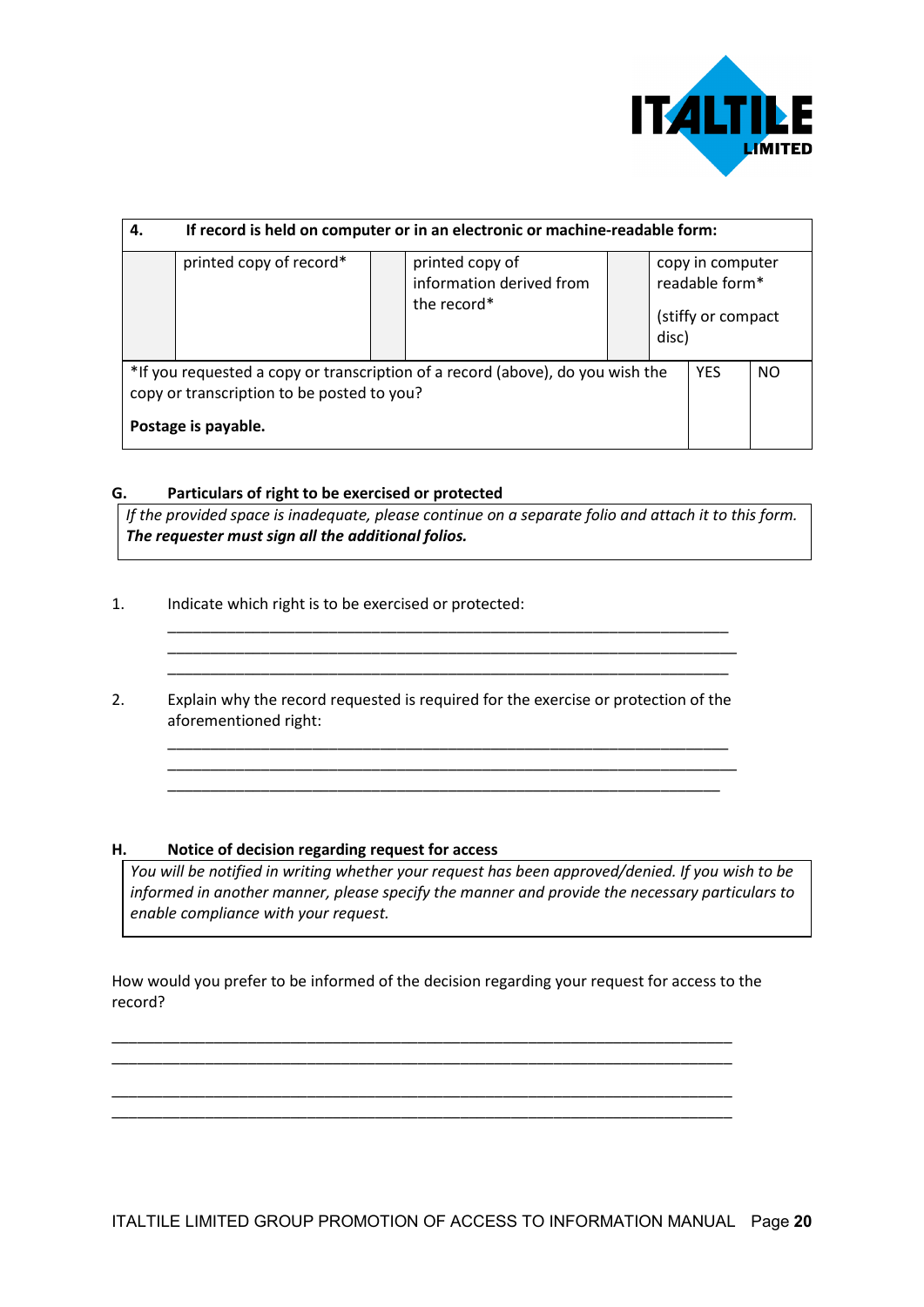| **4.** | **If record is held on computer or in an electronic or machine-readable form:** | | | | |
|---|---|---|---|---|---|
| | printed copy of record* | | printed copy of information derived from the record* | | copy in computer readable form* (stiffy or compact disc) |
| *If you requested a copy or transcription of a record (above), do you wish the copy or transcription to be posted to you? **Postage is payable.** | | | | YES | NO |

## G. Particulars of right to be exercised or protected

*If the provided space is inadequate, please continue on a separate folio and attach it to this form.* ***The requester must sign all the additional folios.***

1. Indicate which right is to be exercised or protected:

______________________________________________________________________
______________________________________________________________________
______________________________________________________________________

2. Explain why the record requested is required for the exercise or protection of the aforementioned right:

______________________________________________________________________
______________________________________________________________________
______________________________________________________________________

## H. Notice of decision regarding request for access

*You will be notified in writing whether your request has been approved/denied. If you wish to be informed in another manner, please specify the manner and provide the necessary particulars to enable compliance with your request.*

How would you prefer to be informed of the decision regarding your request for access to the record?

______________________________________________________________________
______________________________________________________________________
______________________________________________________________________
______________________________________________________________________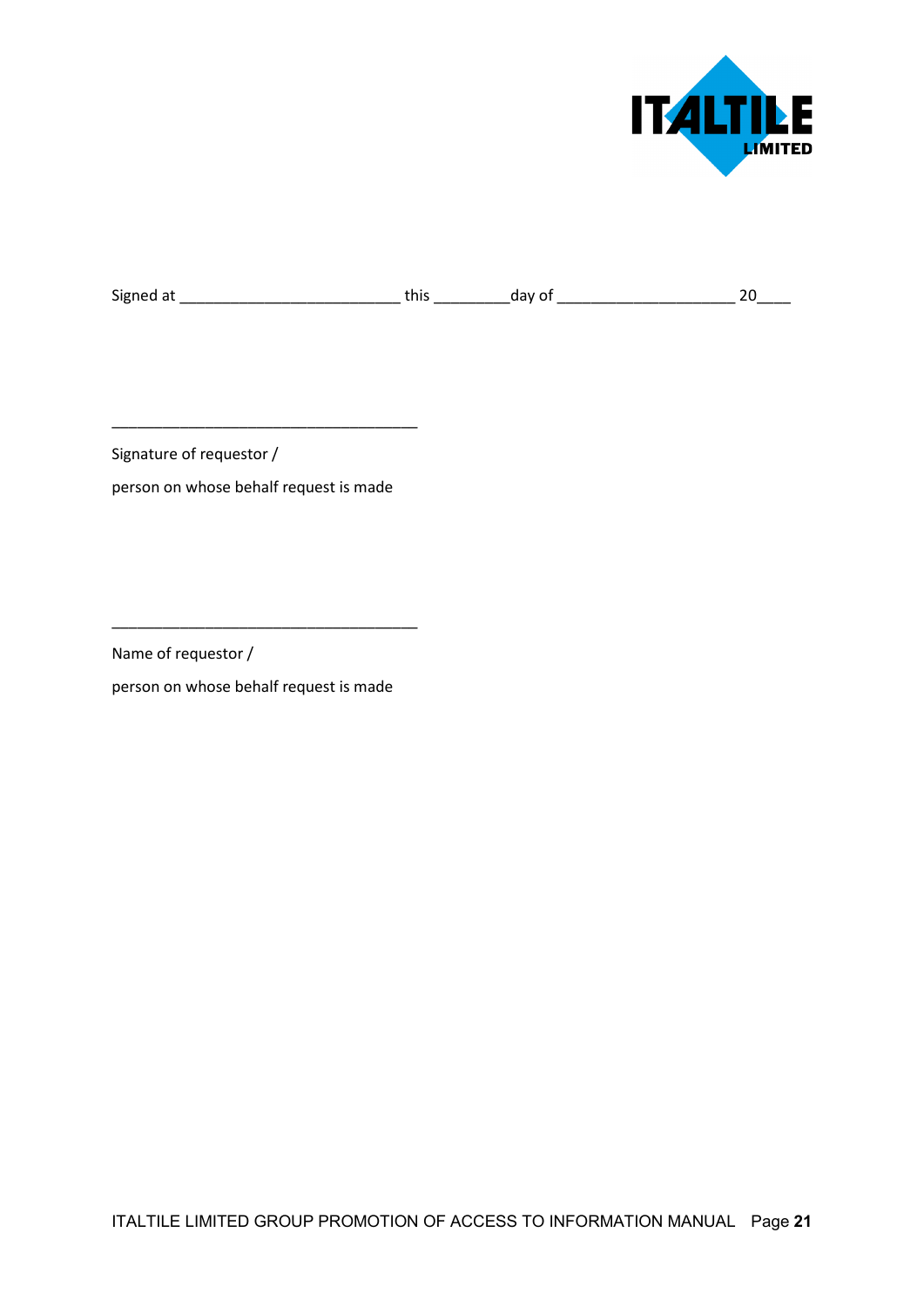Signed at __________________________ this _________day of _____________________ 20____

_____________________________________

Signature of requestor /

person on whose behalf request is made

_____________________________________

Name of requestor /

person on whose behalf request is made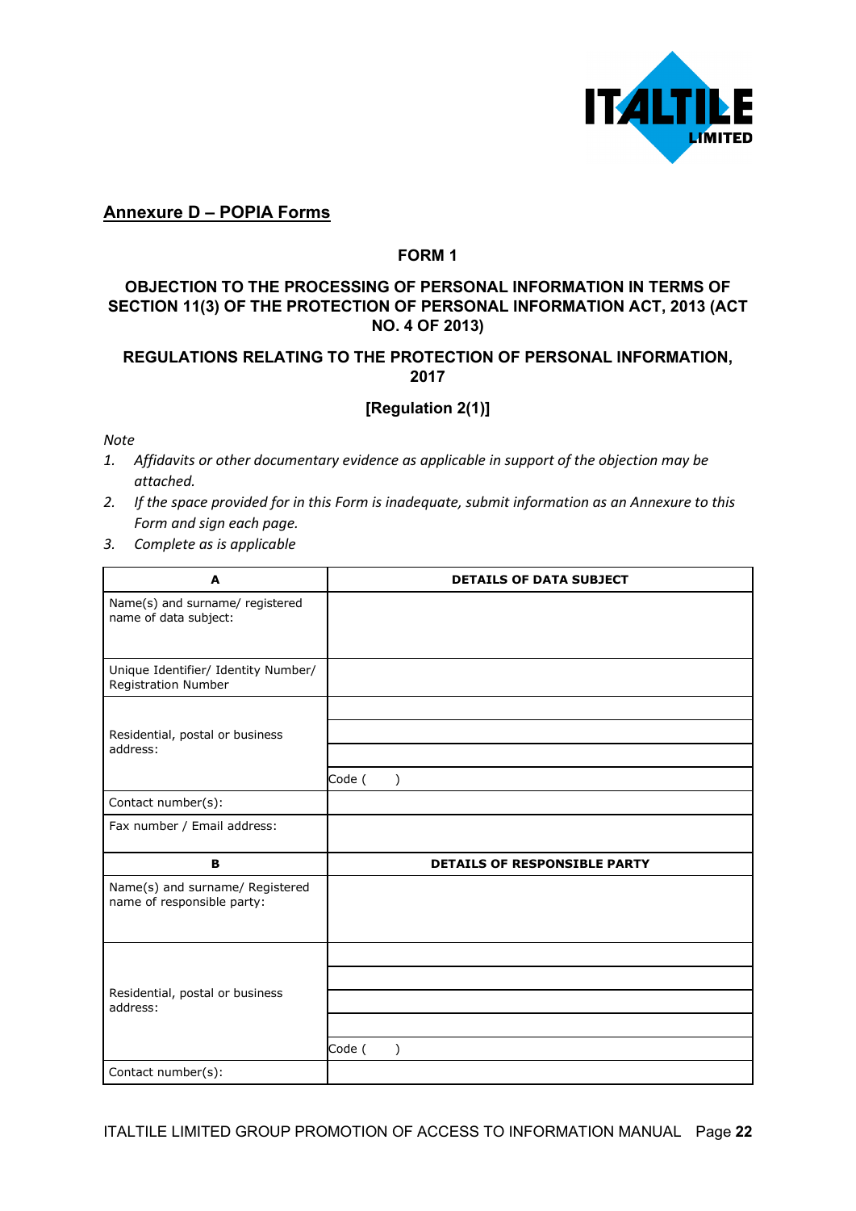## Annexure D – POPIA Forms

### FORM 1

### OBJECTION TO THE PROCESSING OF PERSONAL INFORMATION IN TERMS OF SECTION 11(3) OF THE PROTECTION OF PERSONAL INFORMATION ACT, 2013 (ACT NO. 4 OF 2013)

### REGULATIONS RELATING TO THE PROTECTION OF PERSONAL INFORMATION, 2017

### [Regulation 2(1)]

*Note*

1. *Affidavits or other documentary evidence as applicable in support of the objection may be attached.*
2. *If the space provided for in this Form is inadequate, submit information as an Annexure to this Form and sign each page.*
3. *Complete as is applicable*

| **A** | **DETAILS OF DATA SUBJECT** |
|---|---|
| Name(s) and surname/ registered name of data subject: | |
| Unique Identifier/ Identity Number/ Registration Number | |
| Residential, postal or business address: | |
| | |
| | |
| | Code ( ) |
| Contact number(s): | |
| Fax number / Email address: | |
| **B** | **DETAILS OF RESPONSIBLE PARTY** |
| Name(s) and surname/ Registered name of responsible party: | |
| Residential, postal or business address: | |
| | |
| | |
| | |
| | Code ( ) |
| Contact number(s): | |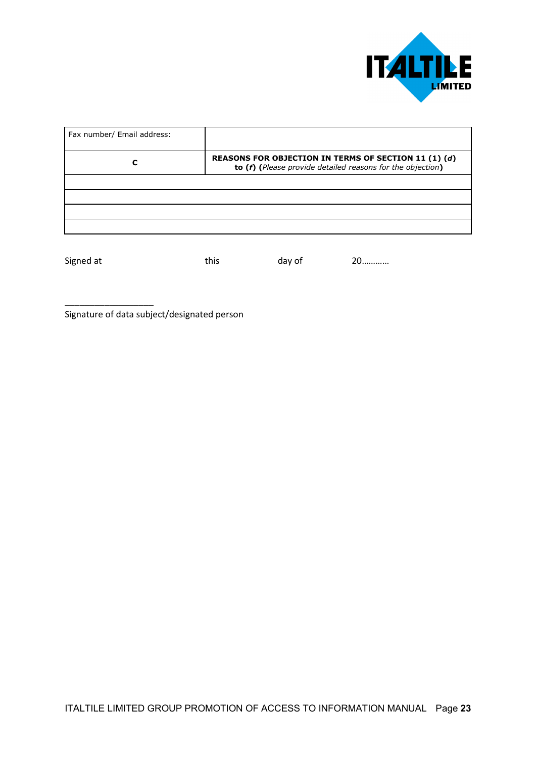| Fax number/ Email address: | |
|---|---|
| **C** | **REASONS FOR OBJECTION IN TERMS OF SECTION 11 (1) (*d*) to (*f*) (*Please provide detailed reasons for the objection*)** |
| | |
| | |
| | |
| | |

Signed at                    this                day of                20…………

\_\_\_\_\_\_\_\_\_\_\_\_\_\_\_\_\_\_\_\_

Signature of data subject/designated person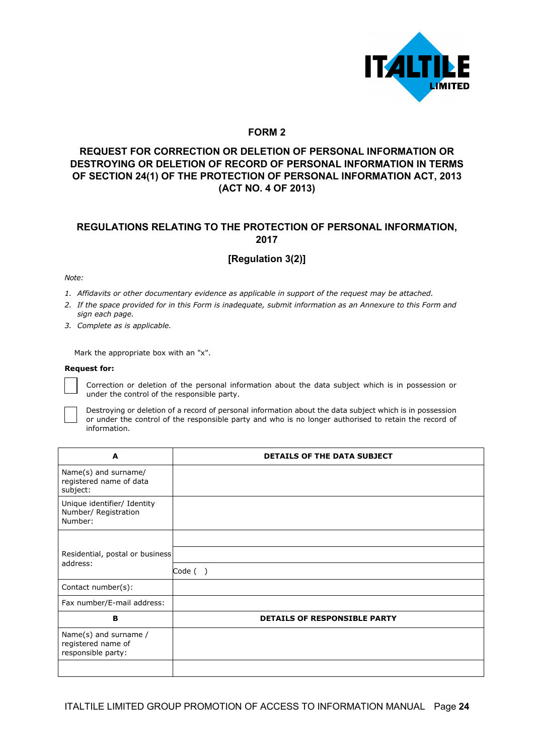# FORM 2

## REQUEST FOR CORRECTION OR DELETION OF PERSONAL INFORMATION OR DESTROYING OR DELETION OF RECORD OF PERSONAL INFORMATION IN TERMS OF SECTION 24(1) OF THE PROTECTION OF PERSONAL INFORMATION ACT, 2013 (ACT NO. 4 OF 2013)

## REGULATIONS RELATING TO THE PROTECTION OF PERSONAL INFORMATION, 2017

**[Regulation 3(2)]**

*Note:*

1. *Affidavits or other documentary evidence as applicable in support of the request may be attached.*
2. *If the space provided for in this Form is inadequate, submit information as an Annexure to this Form and sign each page.*
3. *Complete as is applicable.*

Mark the appropriate box with an "x".

**Request for:**

☐ Correction or deletion of the personal information about the data subject which is in possession or under the control of the responsible party.

☐ Destroying or deletion of a record of personal information about the data subject which is in possession or under the control of the responsible party and who is no longer authorised to retain the record of information.

| **A** | **DETAILS OF THE DATA SUBJECT** |
|---|---|
| Name(s) and surname/ registered name of data subject: | |
| Unique identifier/ Identity Number/ Registration Number: | |
| Residential, postal or business address: | |
| | |
| | Code ( ) |
| Contact number(s): | |
| Fax number/E-mail address: | |
| **B** | **DETAILS OF RESPONSIBLE PARTY** |
| Name(s) and surname / registered name of responsible party: | |
| | |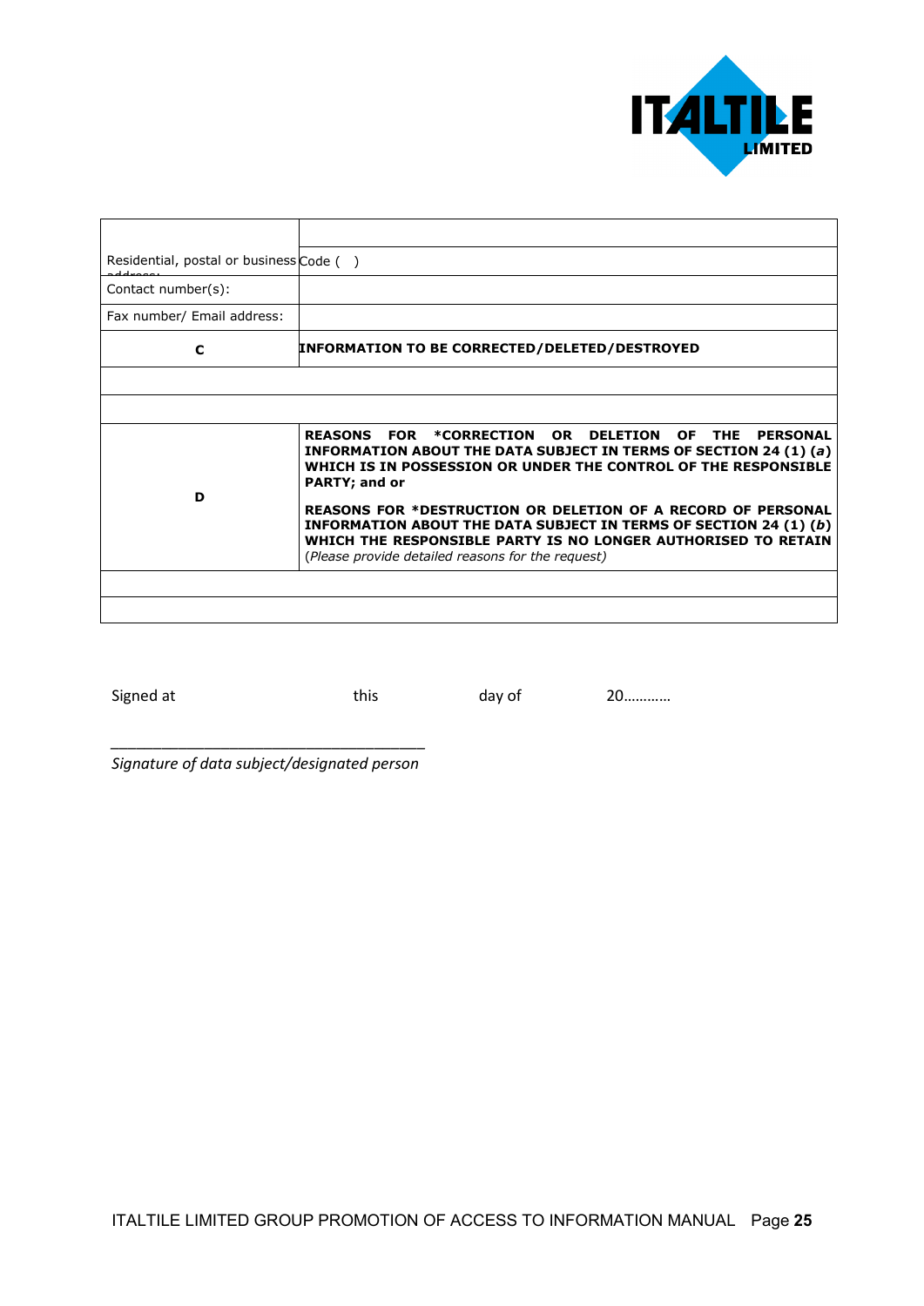| | |
|---|---|
| | |
| Residential, postal or business address: | Code (   ) |
| Contact number(s): | |
| Fax number/ Email address: | |
| **C** | **INFORMATION TO BE CORRECTED/DELETED/DESTROYED** |
| | |
| | |
| **D** | **REASONS FOR *CORRECTION OR DELETION OF THE PERSONAL INFORMATION ABOUT THE DATA SUBJECT IN TERMS OF SECTION 24 (1) (*a*) WHICH IS IN POSSESSION OR UNDER THE CONTROL OF THE RESPONSIBLE PARTY; and or**<br><br>**REASONS FOR *DESTRUCTION OR DELETION OF A RECORD OF PERSONAL INFORMATION ABOUT THE DATA SUBJECT IN TERMS OF SECTION 24 (1) (*b*) WHICH THE RESPONSIBLE PARTY IS NO LONGER AUTHORISED TO RETAIN**<br>(*Please provide detailed reasons for the request*) |
| | |
| | |

Signed at                                    this                    day of                    20…………

______________________________________

*Signature of data subject/designated person*